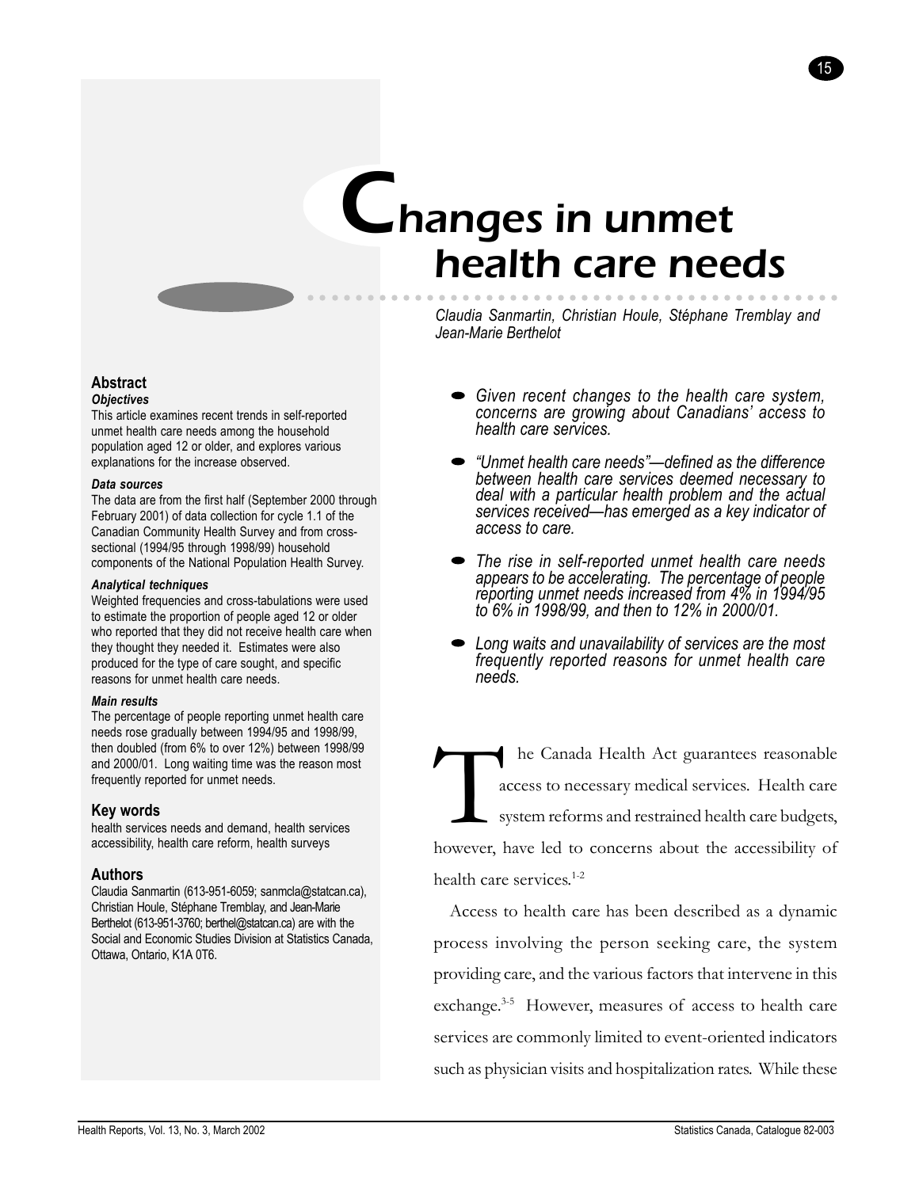# Changes in unmet health care needs

*Claudia Sanmartin, Christian Houle, Stéphane Tremblay and Jean-Marie Berthelot*

## Abstract

### *Objectives*

This article examines recent trends in self-reported unmet health care needs among the household population aged 12 or older, and explores various explanations for the increase observed.

### *Data sources*

The data are from the first half (September 2000 through February 2001) of data collection for cycle 1.1 of the Canadian Community Health Survey and from cross-sectional (1994/95 through 1998/99) household components of the National Population Health Survey.

### *Analytical techniques*

Weighted frequencies and cross-tabulations were used to estimate the proportion of people aged 12 or older who reported that they did not receive health care when they thought they needed it. Estimates were also produced for the type of care sought, and specific reasons for unmet health care needs.

### *Main results*

The percentage of people reporting unmet health care needs rose gradually between 1994/95 and 1998/99, then doubled (from 6% to over 12%) between 1998/99 and 2000/01. Long waiting time was the reason most frequently reported for unmet needs.

## Key words

health services needs and demand, health services accessibility, health care reform, health surveys

## Authors

Claudia Sanmartin (613-951-6059; sanmcla@statcan.ca), Christian Houle, Stéphane Tremblay, and Jean-Marie Berthelot (613-951-3760; berthel@statcan.ca) are with the Social and Economic Studies Division at Statistics Canada, Ottawa, Ontario, K1A 0T6.

- *Given recent changes to the health care system, concerns are growing about Canadians' access to health care services.*
- *"Unmet health care needs"—defined as the difference between health care services deemed necessary to deal with a particular health problem and the actual services received—has emerged as a key indicator of access to care.*
- *The rise in self-reported unmet health care needs appears to be accelerating. The percentage of people reporting unmet needs increased from 4% in 1994/95 to 6% in 1998/99, and then to 12% in 2000/01.*
- *Long waits and unavailability of services are the most frequently reported reasons for unmet health care needs.*

The Canada Health Act guarantees reasonable access to necessary medical services. Health care system reforms and restrained health care budgets, however, have led to concerns about the accessibility of health care services.[1-2]

Access to health care has been described as a dynamic process involving the person seeking care, the system providing care, and the various factors that intervene in this exchange.[3-5] However, measures of access to health care services are commonly limited to event-oriented indicators such as physician visits and hospitalization rates. While these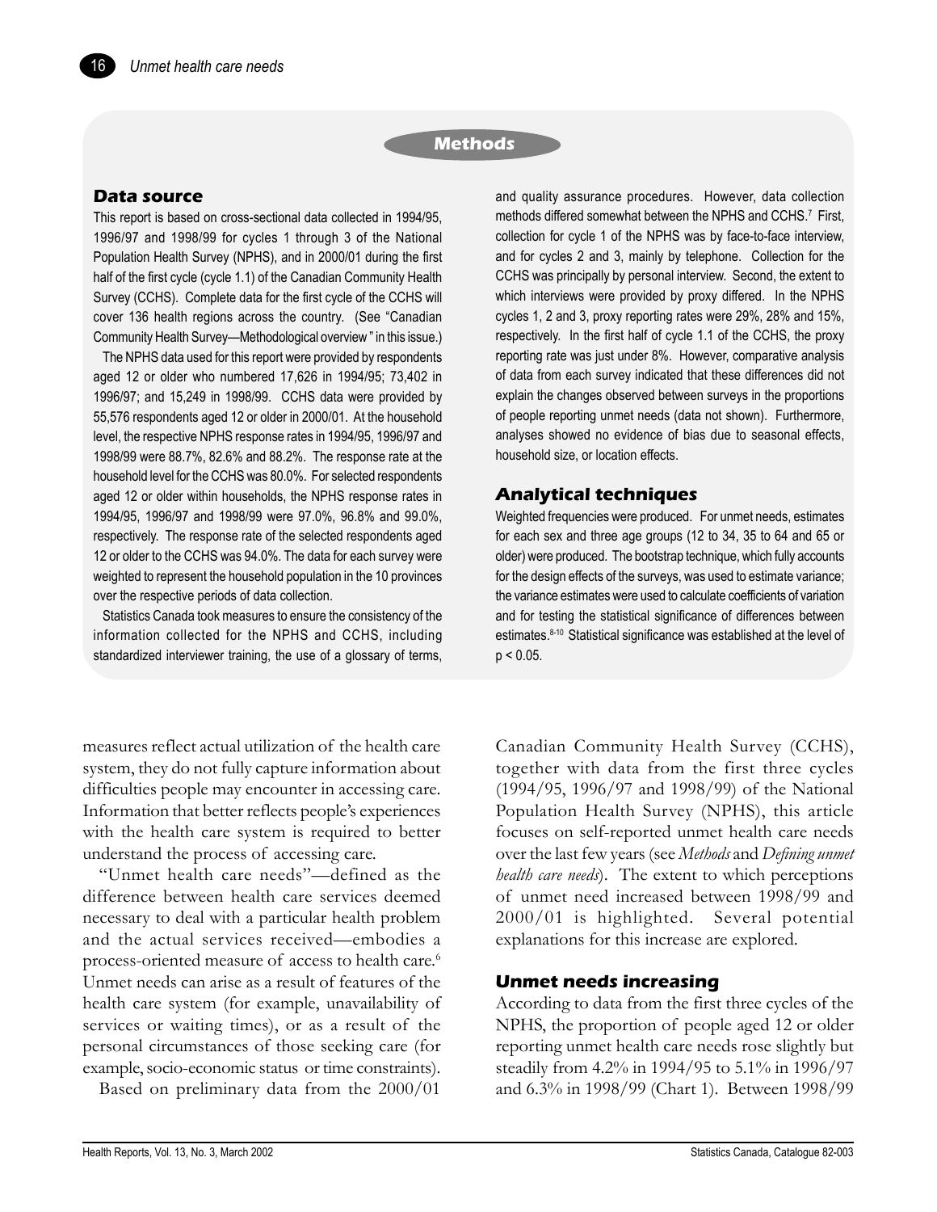## Methods

### Data source

This report is based on cross-sectional data collected in 1994/95, 1996/97 and 1998/99 for cycles 1 through 3 of the National Population Health Survey (NPHS), and in 2000/01 during the first half of the first cycle (cycle 1.1) of the Canadian Community Health Survey (CCHS). Complete data for the first cycle of the CCHS will cover 136 health regions across the country. (See "Canadian Community Health Survey—Methodological overview" in this issue.)

The NPHS data used for this report were provided by respondents aged 12 or older who numbered 17,626 in 1994/95; 73,402 in 1996/97; and 15,249 in 1998/99. CCHS data were provided by 55,576 respondents aged 12 or older in 2000/01. At the household level, the respective NPHS response rates in 1994/95, 1996/97 and 1998/99 were 88.7%, 82.6% and 88.2%. The response rate at the household level for the CCHS was 80.0%. For selected respondents aged 12 or older within households, the NPHS response rates in 1994/95, 1996/97 and 1998/99 were 97.0%, 96.8% and 99.0%, respectively. The response rate of the selected respondents aged 12 or older to the CCHS was 94.0%. The data for each survey were weighted to represent the household population in the 10 provinces over the respective periods of data collection.

Statistics Canada took measures to ensure the consistency of the information collected for the NPHS and CCHS, including standardized interviewer training, the use of a glossary of terms, and quality assurance procedures. However, data collection methods differed somewhat between the NPHS and CCHS.[7] First, collection for cycle 1 of the NPHS was by face-to-face interview, and for cycles 2 and 3, mainly by telephone. Collection for the CCHS was principally by personal interview. Second, the extent to which interviews were provided by proxy differed. In the NPHS cycles 1, 2 and 3, proxy reporting rates were 29%, 28% and 15%, respectively. In the first half of cycle 1.1 of the CCHS, the proxy reporting rate was just under 8%. However, comparative analysis of data from each survey indicated that these differences did not explain the changes observed between surveys in the proportions of people reporting unmet needs (data not shown). Furthermore, analyses showed no evidence of bias due to seasonal effects, household size, or location effects.

### Analytical techniques

Weighted frequencies were produced. For unmet needs, estimates for each sex and three age groups (12 to 34, 35 to 64 and 65 or older) were produced. The bootstrap technique, which fully accounts for the design effects of the surveys, was used to estimate variance; the variance estimates were used to calculate coefficients of variation and for testing the statistical significance of differences between estimates.[8-10] Statistical significance was established at the level of $p < 0.05$.

measures reflect actual utilization of the health care system, they do not fully capture information about difficulties people may encounter in accessing care. Information that better reflects people's experiences with the health care system is required to better understand the process of accessing care.

"Unmet health care needs"—defined as the difference between health care services deemed necessary to deal with a particular health problem and the actual services received—embodies a process-oriented measure of access to health care.[6] Unmet needs can arise as a result of features of the health care system (for example, unavailability of services or waiting times), or as a result of the personal circumstances of those seeking care (for example, socio-economic status or time constraints).

Based on preliminary data from the 2000/01 Canadian Community Health Survey (CCHS), together with data from the first three cycles (1994/95, 1996/97 and 1998/99) of the National Population Health Survey (NPHS), this article focuses on self-reported unmet health care needs over the last few years (see *Methods* and *Defining unmet health care needs*). The extent to which perceptions of unmet need increased between 1998/99 and 2000/01 is highlighted. Several potential explanations for this increase are explored.

### Unmet needs increasing

According to data from the first three cycles of the NPHS, the proportion of people aged 12 or older reporting unmet health care needs rose slightly but steadily from 4.2% in 1994/95 to 5.1% in 1996/97 and 6.3% in 1998/99 (Chart 1). Between 1998/99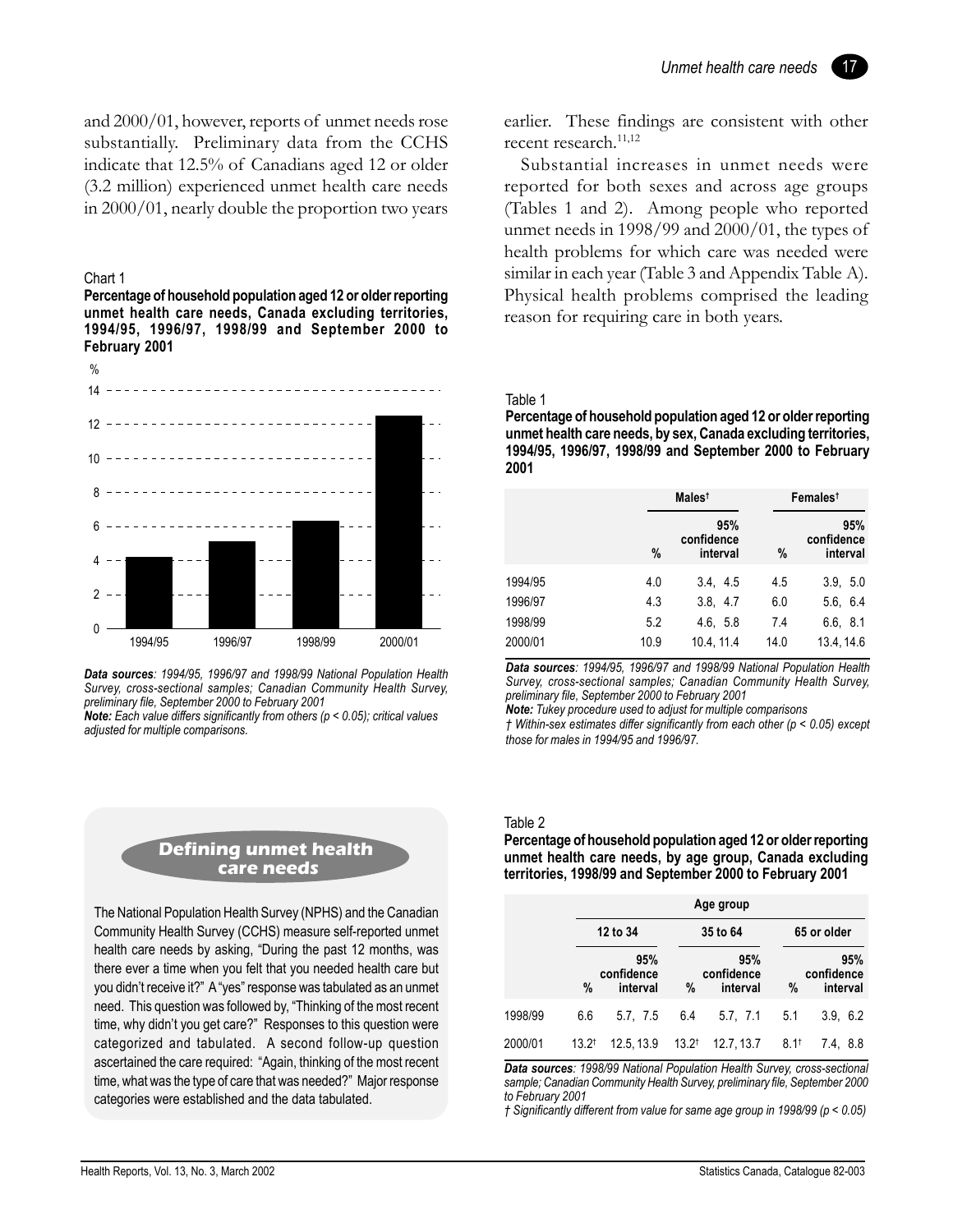and 2000/01, however, reports of unmet needs rose substantially. Preliminary data from the CCHS indicate that 12.5% of Canadians aged 12 or older (3.2 million) experienced unmet health care needs in 2000/01, nearly double the proportion two years earlier. These findings are consistent with other recent research.[11,12]

Substantial increases in unmet needs were reported for both sexes and across age groups (Tables 1 and 2). Among people who reported unmet needs in 1998/99 and 2000/01, the types of health problems for which care was needed were similar in each year (Table 3 and Appendix Table A). Physical health problems comprised the leading reason for requiring care in both years.

Chart 1

**Percentage of household population aged 12 or older reporting unmet health care needs, Canada excluding territories, 1994/95, 1996/97, 1998/99 and September 2000 to February 2001**

| | % |
|---|---|
| 1994/95 | ~4.2 |
| 1996/97 | ~5.2 |
| 1998/99 | ~6.3 |
| 2000/01 | ~12.5 |

***Data sources**: 1994/95, 1996/97 and 1998/99 National Population Health Survey, cross-sectional samples; Canadian Community Health Survey, preliminary file, September 2000 to February 2001*

***Note:** Each value differs significantly from others ($p < 0.05$); critical values adjusted for multiple comparisons.*

Table 1

**Percentage of household population aged 12 or older reporting unmet health care needs, by sex, Canada excluding territories, 1994/95, 1996/97, 1998/99 and September 2000 to February 2001**

| | Males† | | Females† | |
|---|---|---|---|---|
| | % | 95% confidence interval | % | 95% confidence interval |
| 1994/95 | 4.0 | 3.4, 4.5 | 4.5 | 3.9, 5.0 |
| 1996/97 | 4.3 | 3.8, 4.7 | 6.0 | 5.6, 6.4 |
| 1998/99 | 5.2 | 4.6, 5.8 | 7.4 | 6.6, 8.1 |
| 2000/01 | 10.9 | 10.4, 11.4 | 14.0 | 13.4, 14.6 |

***Data sources**: 1994/95, 1996/97 and 1998/99 National Population Health Survey, cross-sectional samples; Canadian Community Health Survey, preliminary file, September 2000 to February 2001*

***Note:** Tukey procedure used to adjust for multiple comparisons*

*† Within-sex estimates differ significantly from each other ($p < 0.05$) except those for males in 1994/95 and 1996/97.*

## Defining unmet health care needs

The National Population Health Survey (NPHS) and the Canadian Community Health Survey (CCHS) measure self-reported unmet health care needs by asking, "During the past 12 months, was there ever a time when you felt that you needed health care but you didn't receive it?" A "yes" response was tabulated as an unmet need. This question was followed by, "Thinking of the most recent time, why didn't you get care?" Responses to this question were categorized and tabulated. A second follow-up question ascertained the care required: "Again, thinking of the most recent time, what was the type of care that was needed?" Major response categories were established and the data tabulated.

Table 2

**Percentage of household population aged 12 or older reporting unmet health care needs, by age group, Canada excluding territories, 1998/99 and September 2000 to February 2001**

| | Age group | | | | | |
|---|---|---|---|---|---|---|
| | 12 to 34 | | 35 to 64 | | 65 or older | |
| | % | 95% confidence interval | % | 95% confidence interval | % | 95% confidence interval |
| 1998/99 | 6.6 | 5.7, 7.5 | 6.4 | 5.7, 7.1 | 5.1 | 3.9, 6.2 |
| 2000/01 | 13.2† | 12.5, 13.9 | 13.2† | 12.7, 13.7 | 8.1† | 7.4, 8.8 |

***Data sources**: 1998/99 National Population Health Survey, cross-sectional sample; Canadian Community Health Survey, preliminary file, September 2000 to February 2001*

*† Significantly different from value for same age group in 1998/99 ($p < 0.05$)*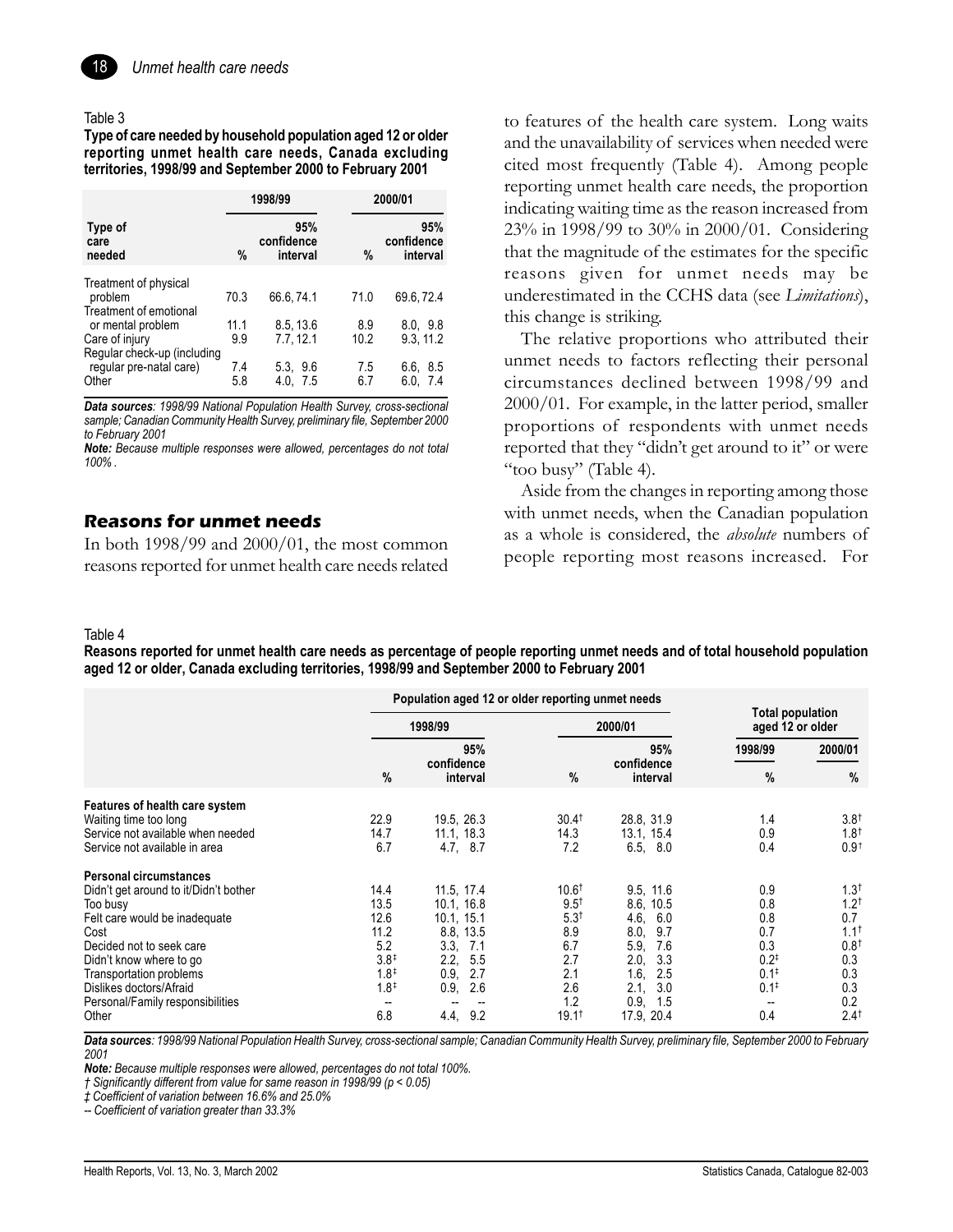Table 3

**Type of care needed by household population aged 12 or older reporting unmet health care needs, Canada excluding territories, 1998/99 and September 2000 to February 2001**

| Type of care needed | 1998/99 % | 1998/99 95% confidence interval | 2000/01 % | 2000/01 95% confidence interval |
|---|---|---|---|---|
| Treatment of physical problem | 70.3 | 66.6, 74.1 | 71.0 | 69.6, 72.4 |
| Treatment of emotional or mental problem | 11.1 | 8.5, 13.6 | 8.9 | 8.0, 9.8 |
| Care of injury | 9.9 | 7.7, 12.1 | 10.2 | 9.3, 11.2 |
| Regular check-up (including regular pre-natal care) | 7.4 | 5.3, 9.6 | 7.5 | 6.6, 8.5 |
| Other | 5.8 | 4.0, 7.5 | 6.7 | 6.0, 7.4 |

***Data sources***: *1998/99 National Population Health Survey, cross-sectional sample; Canadian Community Health Survey, preliminary file, September 2000 to February 2001*

***Note:*** *Because multiple responses were allowed, percentages do not total 100%.*

## Reasons for unmet needs

In both 1998/99 and 2000/01, the most common reasons reported for unmet health care needs related to features of the health care system. Long waits and the unavailability of services when needed were cited most frequently (Table 4). Among people reporting unmet health care needs, the proportion indicating waiting time as the reason increased from 23% in 1998/99 to 30% in 2000/01. Considering that the magnitude of the estimates for the specific reasons given for unmet needs may be underestimated in the CCHS data (see *Limitations*), this change is striking.

The relative proportions who attributed their unmet needs to factors reflecting their personal circumstances declined between 1998/99 and 2000/01. For example, in the latter period, smaller proportions of respondents with unmet needs reported that they "didn't get around to it" or were "too busy" (Table 4).

Aside from the changes in reporting among those with unmet needs, when the Canadian population as a whole is considered, the *absolute* numbers of people reporting most reasons increased. For

Table 4

**Reasons reported for unmet health care needs as percentage of people reporting unmet needs and of total household population aged 12 or older, Canada excluding territories, 1998/99 and September 2000 to February 2001**

| | Population aged 12 or older reporting unmet needs | | | | Total population aged 12 or older | |
|---|---|---|---|---|---|---|
| | 1998/99 | | 2000/01 | | 1998/99 | 2000/01 |
| | % | 95% confidence interval | % | 95% confidence interval | % | % |
| **Features of health care system** | | | | | | |
| Waiting time too long | 22.9 | 19.5, 26.3 | 30.4† | 28.8, 31.9 | 1.4 | 3.8† |
| Service not available when needed | 14.7 | 11.1, 18.3 | 14.3 | 13.1, 15.4 | 0.9 | 1.8† |
| Service not available in area | 6.7 | 4.7, 8.7 | 7.2 | 6.5, 8.0 | 0.4 | 0.9† |
| **Personal circumstances** | | | | | | |
| Didn't get around to it/Didn't bother | 14.4 | 11.5, 17.4 | 10.6† | 9.5, 11.6 | 0.9 | 1.3† |
| Too busy | 13.5 | 10.1, 16.8 | 9.5† | 8.6, 10.5 | 0.8 | 1.2† |
| Felt care would be inadequate | 12.6 | 10.1, 15.1 | 5.3† | 4.6, 6.0 | 0.8 | 0.7 |
| Cost | 11.2 | 8.8, 13.5 | 8.9 | 8.0, 9.7 | 0.7 | 1.1† |
| Decided not to seek care | 5.2 | 3.3, 7.1 | 6.7 | 5.9, 7.6 | 0.3 | 0.8† |
| Didn't know where to go | 3.8‡ | 2.2, 5.5 | 2.7 | 2.0, 3.3 | 0.2‡ | 0.3 |
| Transportation problems | 1.8‡ | 0.9, 2.7 | 2.1 | 1.6, 2.5 | 0.1‡ | 0.3 |
| Dislikes doctors/Afraid | 1.8‡ | 0.9, 2.6 | 2.6 | 2.1, 3.0 | 0.1‡ | 0.3 |
| Personal/Family responsibilities | -- | -- -- | 1.2 | 0.9, 1.5 | -- | 0.2 |
| Other | 6.8 | 4.4, 9.2 | 19.1† | 17.9, 20.4 | 0.4 | 2.4† |

***Data sources***: *1998/99 National Population Health Survey, cross-sectional sample; Canadian Community Health Survey, preliminary file, September 2000 to February 2001*

***Note:*** *Because multiple responses were allowed, percentages do not total 100%.*

*† Significantly different from value for same reason in 1998/99 ($p < 0.05$)*

*‡ Coefficient of variation between 16.6% and 25.0%*

*-- Coefficient of variation greater than 33.3%*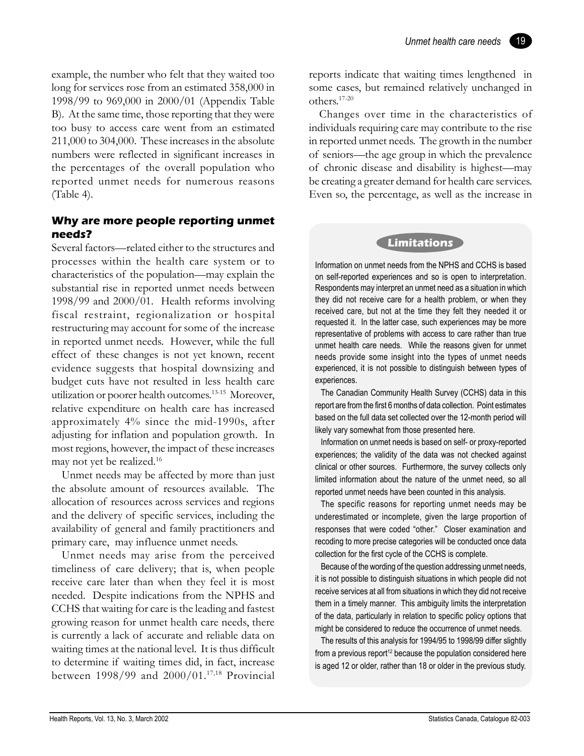example, the number who felt that they waited too long for services rose from an estimated 358,000 in 1998/99 to 969,000 in 2000/01 (Appendix Table B). At the same time, those reporting that they were too busy to access care went from an estimated 211,000 to 304,000. These increases in the absolute numbers were reflected in significant increases in the percentages of the overall population who reported unmet needs for numerous reasons (Table 4).

### Why are more people reporting unmet needs?

Several factors—related either to the structures and processes within the health care system or to characteristics of the population—may explain the substantial rise in reported unmet needs between 1998/99 and 2000/01. Health reforms involving fiscal restraint, regionalization or hospital restructuring may account for some of the increase in reported unmet needs. However, while the full effect of these changes is not yet known, recent evidence suggests that hospital downsizing and budget cuts have not resulted in less health care utilization or poorer health outcomes.[13-15] Moreover, relative expenditure on health care has increased approximately 4% since the mid-1990s, after adjusting for inflation and population growth. In most regions, however, the impact of these increases may not yet be realized.[16]

Unmet needs may be affected by more than just the absolute amount of resources available. The allocation of resources across services and regions and the delivery of specific services, including the availability of general and family practitioners and primary care, may influence unmet needs.

Unmet needs may arise from the perceived timeliness of care delivery; that is, when people receive care later than when they feel it is most needed. Despite indications from the NPHS and CCHS that waiting for care is the leading and fastest growing reason for unmet health care needs, there is currently a lack of accurate and reliable data on waiting times at the national level. It is thus difficult to determine if waiting times did, in fact, increase between 1998/99 and 2000/01.[17,18] Provincial reports indicate that waiting times lengthened in some cases, but remained relatively unchanged in others.[17-20]

Changes over time in the characteristics of individuals requiring care may contribute to the rise in reported unmet needs. The growth in the number of seniors—the age group in which the prevalence of chronic disease and disability is highest—may be creating a greater demand for health care services. Even so, the percentage, as well as the increase in

#### Limitations

Information on unmet needs from the NPHS and CCHS is based on self-reported experiences and so is open to interpretation. Respondents may interpret an unmet need as a situation in which they did not receive care for a health problem, or when they received care, but not at the time they felt they needed it or requested it. In the latter case, such experiences may be more representative of problems with access to care rather than true unmet health care needs. While the reasons given for unmet needs provide some insight into the types of unmet needs experienced, it is not possible to distinguish between types of experiences.

The Canadian Community Health Survey (CCHS) data in this report are from the first 6 months of data collection. Point estimates based on the full data set collected over the 12-month period will likely vary somewhat from those presented here.

Information on unmet needs is based on self- or proxy-reported experiences; the validity of the data was not checked against clinical or other sources. Furthermore, the survey collects only limited information about the nature of the unmet need, so all reported unmet needs have been counted in this analysis.

The specific reasons for reporting unmet needs may be underestimated or incomplete, given the large proportion of responses that were coded "other." Closer examination and recoding to more precise categories will be conducted once data collection for the first cycle of the CCHS is complete.

Because of the wording of the question addressing unmet needs, it is not possible to distinguish situations in which people did not receive services at all from situations in which they did not receive them in a timely manner. This ambiguity limits the interpretation of the data, particularly in relation to specific policy options that might be considered to reduce the occurrence of unmet needs.

The results of this analysis for 1994/95 to 1998/99 differ slightly from a previous report[12] because the population considered here is aged 12 or older, rather than 18 or older in the previous study.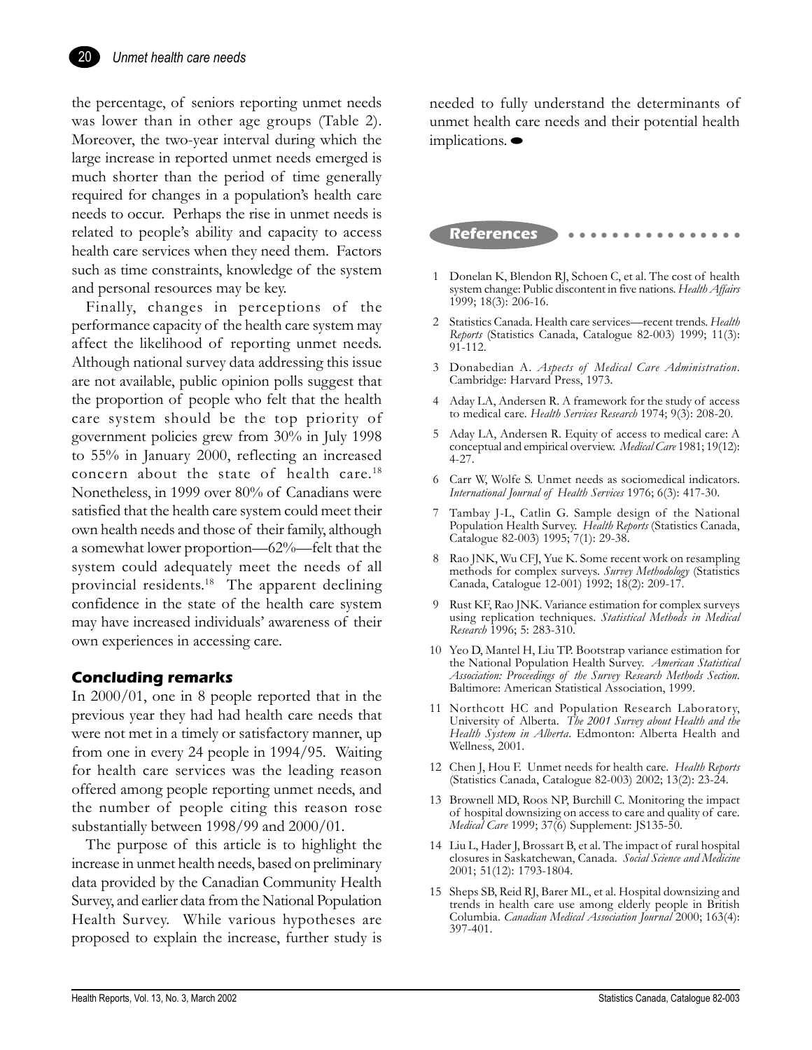the percentage, of seniors reporting unmet needs was lower than in other age groups (Table 2). Moreover, the two-year interval during which the large increase in reported unmet needs emerged is much shorter than the period of time generally required for changes in a population's health care needs to occur. Perhaps the rise in unmet needs is related to people's ability and capacity to access health care services when they need them. Factors such as time constraints, knowledge of the system and personal resources may be key.

Finally, changes in perceptions of the performance capacity of the health care system may affect the likelihood of reporting unmet needs. Although national survey data addressing this issue are not available, public opinion polls suggest that the proportion of people who felt that the health care system should be the top priority of government policies grew from 30% in July 1998 to 55% in January 2000, reflecting an increased concern about the state of health care.[18] Nonetheless, in 1999 over 80% of Canadians were satisfied that the health care system could meet their own health needs and those of their family, although a somewhat lower proportion—62%—felt that the system could adequately meet the needs of all provincial residents.[18] The apparent declining confidence in the state of the health care system may have increased individuals' awareness of their own experiences in accessing care.

### Concluding remarks

In 2000/01, one in 8 people reported that in the previous year they had had health care needs that were not met in a timely or satisfactory manner, up from one in every 24 people in 1994/95. Waiting for health care services was the leading reason offered among people reporting unmet needs, and the number of people citing this reason rose substantially between 1998/99 and 2000/01.

The purpose of this article is to highlight the increase in unmet health needs, based on preliminary data provided by the Canadian Community Health Survey, and earlier data from the National Population Health Survey. While various hypotheses are proposed to explain the increase, further study is needed to fully understand the determinants of unmet health care needs and their potential health implications.

## References

1. Donelan K, Blendon RJ, Schoen C, et al. The cost of health system change: Public discontent in five nations. *Health Affairs* 1999; 18(3): 206-16.
2. Statistics Canada. Health care services—recent trends. *Health Reports* (Statistics Canada, Catalogue 82-003) 1999; 11(3): 91-112.
3. Donabedian A. *Aspects of Medical Care Administration*. Cambridge: Harvard Press, 1973.
4. Aday LA, Andersen R. A framework for the study of access to medical care. *Health Services Research* 1974; 9(3): 208-20.
5. Aday LA, Andersen R. Equity of access to medical care: A conceptual and empirical overview. *Medical Care* 1981; 19(12): 4-27.
6. Carr W, Wolfe S. Unmet needs as sociomedical indicators. *International Journal of Health Services* 1976; 6(3): 417-30.
7. Tambay J-L, Catlin G. Sample design of the National Population Health Survey. *Health Reports* (Statistics Canada, Catalogue 82-003) 1995; 7(1): 29-38.
8. Rao JNK, Wu CFJ, Yue K. Some recent work on resampling methods for complex surveys. *Survey Methodology* (Statistics Canada, Catalogue 12-001) 1992; 18(2): 209-17.
9. Rust KF, Rao JNK. Variance estimation for complex surveys using replication techniques. *Statistical Methods in Medical Research* 1996; 5: 283-310.
10. Yeo D, Mantel H, Liu TP. Bootstrap variance estimation for the National Population Health Survey. *American Statistical Association: Proceedings of the Survey Research Methods Section*. Baltimore: American Statistical Association, 1999.
11. Northcott HC and Population Research Laboratory, University of Alberta. *The 2001 Survey about Health and the Health System in Alberta*. Edmonton: Alberta Health and Wellness, 2001.
12. Chen J, Hou F. Unmet needs for health care. *Health Reports* (Statistics Canada, Catalogue 82-003) 2002; 13(2): 23-24.
13. Brownell MD, Roos NP, Burchill C. Monitoring the impact of hospital downsizing on access to care and quality of care. *Medical Care* 1999; 37(6) Supplement: JS135-50.
14. Liu L, Hader J, Brossart B, et al. The impact of rural hospital closures in Saskatchewan, Canada. *Social Science and Medicine* 2001; 51(12): 1793-1804.
15. Sheps SB, Reid RJ, Barer ML, et al. Hospital downsizing and trends in health care use among elderly people in British Columbia. *Canadian Medical Association Journal* 2000; 163(4): 397-401.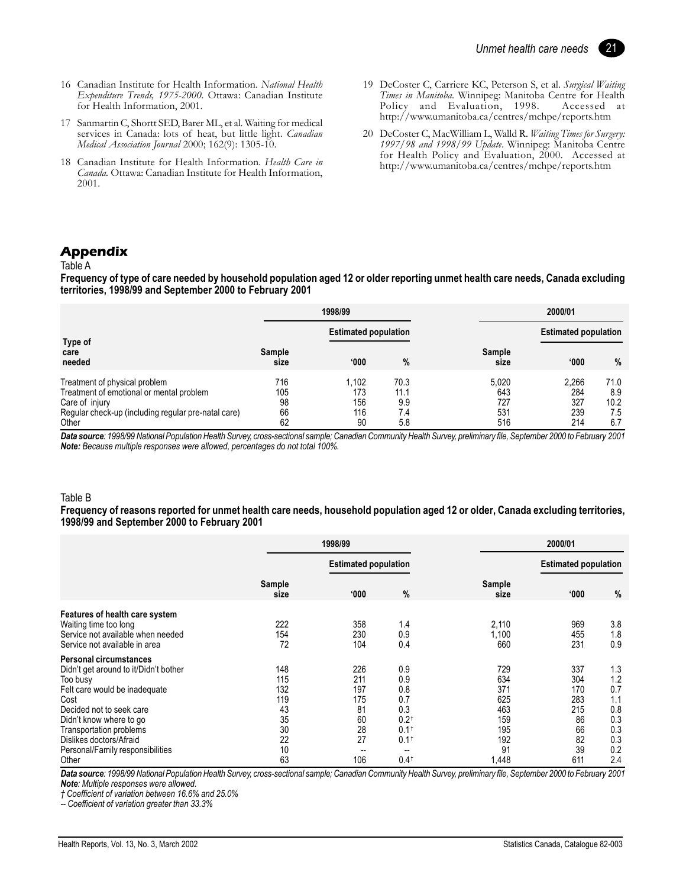16 Canadian Institute for Health Information. *National Health Expenditure Trends, 1975-2000*. Ottawa: Canadian Institute for Health Information, 2001.

17 Sanmartin C, Shortt SED, Barer ML, et al. Waiting for medical services in Canada: lots of heat, but little light. *Canadian Medical Association Journal* 2000; 162(9): 1305-10.

18 Canadian Institute for Health Information. *Health Care in Canada*. Ottawa: Canadian Institute for Health Information, 2001.

19 DeCoster C, Carriere KC, Peterson S, et al. *Surgical Waiting Times in Manitoba*. Winnipeg: Manitoba Centre for Health Policy and Evaluation, 1998. Accessed at http://www.umanitoba.ca/centres/mchpe/reports.htm

20 DeCoster C, MacWilliam L, Walld R. *Waiting Times for Surgery: 1997/98 and 1998/99 Update*. Winnipeg: Manitoba Centre for Health Policy and Evaluation, 2000. Accessed at http://www.umanitoba.ca/centres/mchpe/reports.htm

## Appendix

Table A

**Frequency of type of care needed by household population aged 12 or older reporting unmet health care needs, Canada excluding territories, 1998/99 and September 2000 to February 2001**

| Type of care needed | 1998/99 | | | 2000/01 | | |
|---|---|---|---|---|---|---|
| | | Estimated population | | | Estimated population | |
| | Sample size | '000 | % | Sample size | '000 | % |
| Treatment of physical problem | 716 | 1,102 | 70.3 | 5,020 | 2,266 | 71.0 |
| Treatment of emotional or mental problem | 105 | 173 | 11.1 | 643 | 284 | 8.9 |
| Care of injury | 98 | 156 | 9.9 | 727 | 327 | 10.2 |
| Regular check-up (including regular pre-natal care) | 66 | 116 | 7.4 | 531 | 239 | 7.5 |
| Other | 62 | 90 | 5.8 | 516 | 214 | 6.7 |

***Data source**: 1998/99 National Population Health Survey, cross-sectional sample; Canadian Community Health Survey, preliminary file, September 2000 to February 2001*
***Note:** Because multiple responses were allowed, percentages do not total 100%.*

Table B

**Frequency of reasons reported for unmet health care needs, household population aged 12 or older, Canada excluding territories, 1998/99 and September 2000 to February 2001**

| | 1998/99 | | | 2000/01 | | |
|---|---|---|---|---|---|---|
| | | Estimated population | | | Estimated population | |
| | Sample size | '000 | % | Sample size | '000 | % |
| **Features of health care system** | | | | | | |
| Waiting time too long | 222 | 358 | 1.4 | 2,110 | 969 | 3.8 |
| Service not available when needed | 154 | 230 | 0.9 | 1,100 | 455 | 1.8 |
| Service not available in area | 72 | 104 | 0.4 | 660 | 231 | 0.9 |
| **Personal circumstances** | | | | | | |
| Didn't get around to it/Didn't bother | 148 | 226 | 0.9 | 729 | 337 | 1.3 |
| Too busy | 115 | 211 | 0.9 | 634 | 304 | 1.2 |
| Felt care would be inadequate | 132 | 197 | 0.8 | 371 | 170 | 0.7 |
| Cost | 119 | 175 | 0.7 | 625 | 283 | 1.1 |
| Decided not to seek care | 43 | 81 | 0.3 | 463 | 215 | 0.8 |
| Didn't know where to go | 35 | 60 | 0.2† | 159 | 86 | 0.3 |
| Transportation problems | 30 | 28 | 0.1† | 195 | 66 | 0.3 |
| Dislikes doctors/Afraid | 22 | 27 | 0.1† | 192 | 82 | 0.3 |
| Personal/Family responsibilities | 10 | -- | -- | 91 | 39 | 0.2 |
| Other | 63 | 106 | 0.4† | 1,448 | 611 | 2.4 |

***Data source**: 1998/99 National Population Health Survey, cross-sectional sample; Canadian Community Health Survey, preliminary file, September 2000 to February 2001*
***Note**: Multiple responses were allowed.*
*† Coefficient of variation between 16.6% and 25.0%*
*-- Coefficient of variation greater than 33.3%*